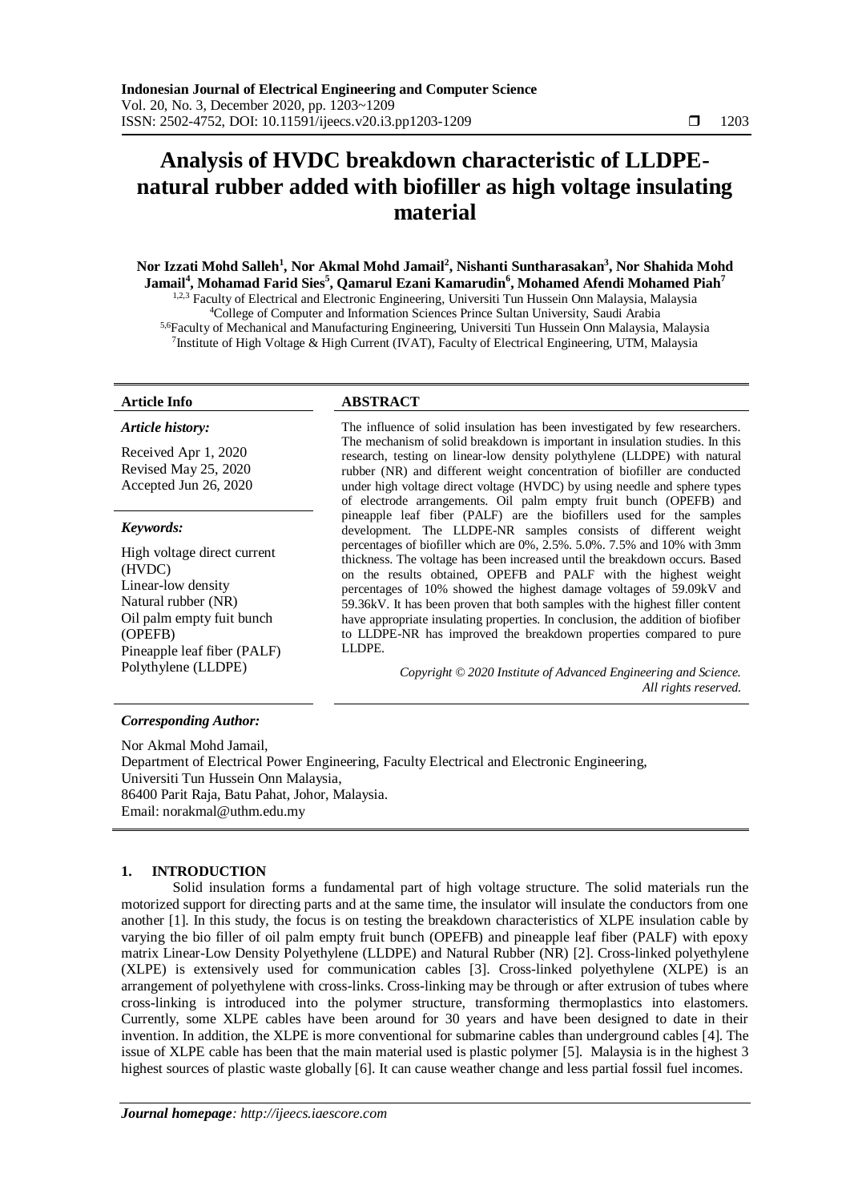# Analysis of HVDC breakdown characteristic of LLDPE-natural rubber added with biofiller as high voltage insulating material

**Nor Izzati Mohd Salleh[1], Nor Akmal Mohd Jamail[2], Nishanti Suntharasakan[3], Nor Shahida Mohd Jamail[4], Mohamad Farid Sies[5], Qamarul Ezani Kamarudin[6], Mohamed Afendi Mohamed Piah[7]**

[1,2,3] Faculty of Electrical and Electronic Engineering, Universiti Tun Hussein Onn Malaysia, Malaysia
[4]College of Computer and Information Sciences Prince Sultan University, Saudi Arabia
[5,6]Faculty of Mechanical and Manufacturing Engineering, Universiti Tun Hussein Onn Malaysia, Malaysia
[7]Institute of High Voltage & High Current (IVAT), Faculty of Electrical Engineering, UTM, Malaysia

**Article Info**

*Article history:*

Received Apr 1, 2020
Revised May 25, 2020
Accepted Jun 26, 2020

*Keywords:*

High voltage direct current (HVDC)
Linear-low density
Natural rubber (NR)
Oil palm empty fuit bunch (OPEFB)
Pineapple leaf fiber (PALF)
Polythylene (LLDPE)

**ABSTRACT**

The influence of solid insulation has been investigated by few researchers. The mechanism of solid breakdown is important in insulation studies. In this research, testing on linear-low density polythylene (LLDPE) with natural rubber (NR) and different weight concentration of biofiller are conducted under high voltage direct voltage (HVDC) by using needle and sphere types of electrode arrangements. Oil palm empty fruit bunch (OPEFB) and pineapple leaf fiber (PALF) are the biofillers used for the samples development. The LLDPE-NR samples consists of different weight percentages of biofiller which are 0%, 2.5%. 5.0%. 7.5% and 10% with 3mm thickness. The voltage has been increased until the breakdown occurs. Based on the results obtained, OPEFB and PALF with the highest weight percentages of 10% showed the highest damage voltages of 59.09kV and 59.36kV. It has been proven that both samples with the highest filler content have appropriate insulating properties. In conclusion, the addition of biofiber to LLDPE-NR has improved the breakdown properties compared to pure LLDPE.

*Copyright © 2020 Institute of Advanced Engineering and Science. All rights reserved.*

***Corresponding Author:***

Nor Akmal Mohd Jamail,
Department of Electrical Power Engineering, Faculty Electrical and Electronic Engineering,
Universiti Tun Hussein Onn Malaysia,
86400 Parit Raja, Batu Pahat, Johor, Malaysia.
Email: norakmal@uthm.edu.my

## 1. INTRODUCTION

Solid insulation forms a fundamental part of high voltage structure. The solid materials run the motorized support for directing parts and at the same time, the insulator will insulate the conductors from one another [1]. In this study, the focus is on testing the breakdown characteristics of XLPE insulation cable by varying the bio filler of oil palm empty fruit bunch (OPEFB) and pineapple leaf fiber (PALF) with epoxy matrix Linear-Low Density Polyethylene (LLDPE) and Natural Rubber (NR) [2]. Cross-linked polyethylene (XLPE) is extensively used for communication cables [3]. Cross-linked polyethylene (XLPE) is an arrangement of polyethylene with cross-links. Cross-linking may be through or after extrusion of tubes where cross-linking is introduced into the polymer structure, transforming thermoplastics into elastomers. Currently, some XLPE cables have been around for 30 years and have been designed to date in their invention. In addition, the XLPE is more conventional for submarine cables than underground cables [4]. The issue of XLPE cable has been that the main material used is plastic polymer [5]. Malaysia is in the highest 3 highest sources of plastic waste globally [6]. It can cause weather change and less partial fossil fuel incomes.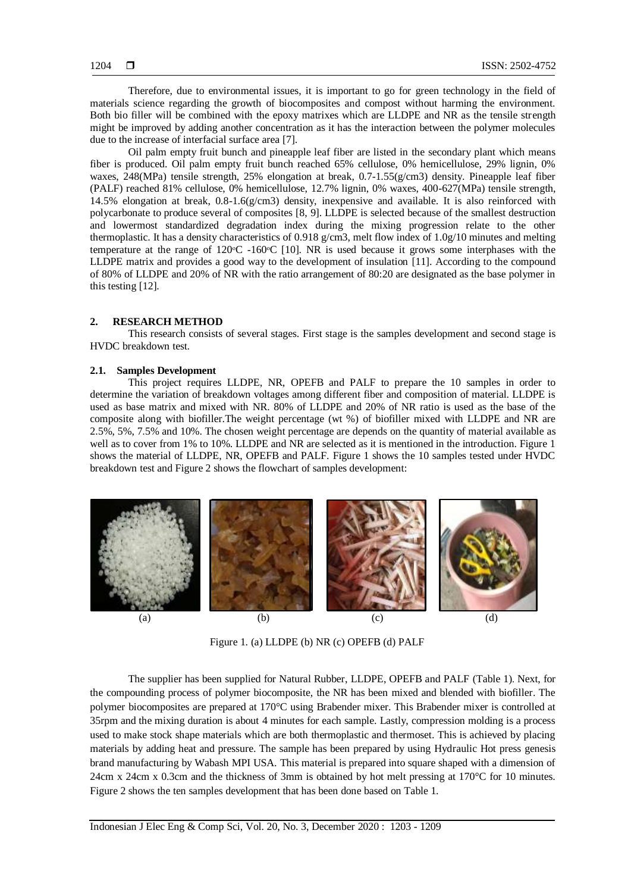Therefore, due to environmental issues, it is important to go for green technology in the field of materials science regarding the growth of biocomposites and compost without harming the environment. Both bio filler will be combined with the epoxy matrixes which are LLDPE and NR as the tensile strength might be improved by adding another concentration as it has the interaction between the polymer molecules due to the increase of interfacial surface area [7].

Oil palm empty fruit bunch and pineapple leaf fiber are listed in the secondary plant which means fiber is produced. Oil palm empty fruit bunch reached 65% cellulose, 0% hemicellulose, 29% lignin, 0% waxes, 248(MPa) tensile strength, 25% elongation at break, 0.7-1.55(g/cm3) density. Pineapple leaf fiber (PALF) reached 81% cellulose, 0% hemicellulose, 12.7% lignin, 0% waxes, 400-627(MPa) tensile strength, 14.5% elongation at break, 0.8-1.6(g/cm3) density, inexpensive and available. It is also reinforced with polycarbonate to produce several of composites [8, 9]. LLDPE is selected because of the smallest destruction and lowermost standardized degradation index during the mixing progression relate to the other thermoplastic. It has a density characteristics of 0.918 g/cm3, melt flow index of 1.0g/10 minutes and melting temperature at the range of 120°C -160°C [10]. NR is used because it grows some interphases with the LLDPE matrix and provides a good way to the development of insulation [11]. According to the compound of 80% of LLDPE and 20% of NR with the ratio arrangement of 80:20 are designated as the base polymer in this testing [12].

## 2. RESEARCH METHOD

This research consists of several stages. First stage is the samples development and second stage is HVDC breakdown test.

### 2.1. Samples Development

This project requires LLDPE, NR, OPEFB and PALF to prepare the 10 samples in order to determine the variation of breakdown voltages among different fiber and composition of material. LLDPE is used as base matrix and mixed with NR. 80% of LLDPE and 20% of NR ratio is used as the base of the composite along with biofiller.The weight percentage (wt %) of biofiller mixed with LLDPE and NR are 2.5%, 5%, 7.5% and 10%. The chosen weight percentage are depends on the quantity of material available as well as to cover from 1% to 10%. LLDPE and NR are selected as it is mentioned in the introduction. Figure 1 shows the material of LLDPE, NR, OPEFB and PALF. Figure 1 shows the 10 samples tested under HVDC breakdown test and Figure 2 shows the flowchart of samples development:

(a) (b) (c) (d)

Figure 1. (a) LLDPE (b) NR (c) OPEFB (d) PALF

The supplier has been supplied for Natural Rubber, LLDPE, OPEFB and PALF (Table 1). Next, for the compounding process of polymer biocomposite, the NR has been mixed and blended with biofiller. The polymer biocomposites are prepared at 170°C using Brabender mixer. This Brabender mixer is controlled at 35rpm and the mixing duration is about 4 minutes for each sample. Lastly, compression molding is a process used to make stock shape materials which are both thermoplastic and thermoset. This is achieved by placing materials by adding heat and pressure. The sample has been prepared by using Hydraulic Hot press genesis brand manufacturing by Wabash MPI USA. This material is prepared into square shaped with a dimension of 24cm x 24cm x 0.3cm and the thickness of 3mm is obtained by hot melt pressing at 170°C for 10 minutes. Figure 2 shows the ten samples development that has been done based on Table 1.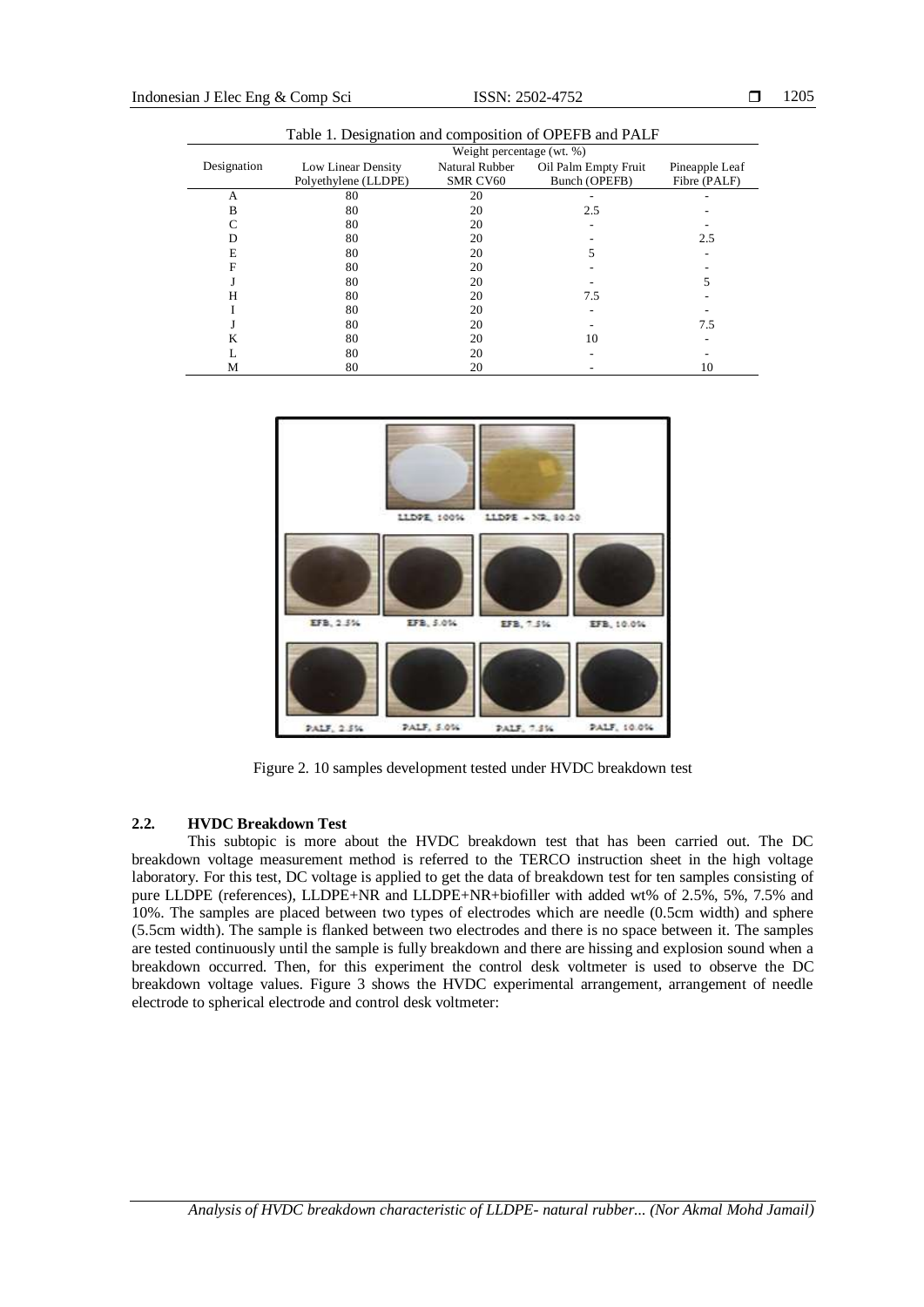Table 1. Designation and composition of OPEFB and PALF

| Designation | Weight percentage (wt. %) | | | |
|---|---|---|---|---|
| | Low Linear Density Polyethylene (LLDPE) | Natural Rubber SMR CV60 | Oil Palm Empty Fruit Bunch (OPEFB) | Pineapple Leaf Fibre (PALF) |
| A | 80 | 20 | - | - |
| B | 80 | 20 | 2.5 | - |
| C | 80 | 20 | - | - |
| D | 80 | 20 | - | 2.5 |
| E | 80 | 20 | 5 | - |
| F | 80 | 20 | - | - |
| J | 80 | 20 | - | 5 |
| H | 80 | 20 | 7.5 | - |
| I | 80 | 20 | - | - |
| J | 80 | 20 | - | 7.5 |
| K | 80 | 20 | 10 | - |
| L | 80 | 20 | - | - |
| M | 80 | 20 | - | 10 |

Figure 2. 10 samples development tested under HVDC breakdown test

### 2.2. HVDC Breakdown Test

This subtopic is more about the HVDC breakdown test that has been carried out. The DC breakdown voltage measurement method is referred to the TERCO instruction sheet in the high voltage laboratory. For this test, DC voltage is applied to get the data of breakdown test for ten samples consisting of pure LLDPE (references), LLDPE+NR and LLDPE+NR+biofiller with added wt% of 2.5%, 5%, 7.5% and 10%. The samples are placed between two types of electrodes which are needle (0.5cm width) and sphere (5.5cm width). The sample is flanked between two electrodes and there is no space between it. The samples are tested continuously until the sample is fully breakdown and there are hissing and explosion sound when a breakdown occurred. Then, for this experiment the control desk voltmeter is used to observe the DC breakdown voltage values. Figure 3 shows the HVDC experimental arrangement, arrangement of needle electrode to spherical electrode and control desk voltmeter: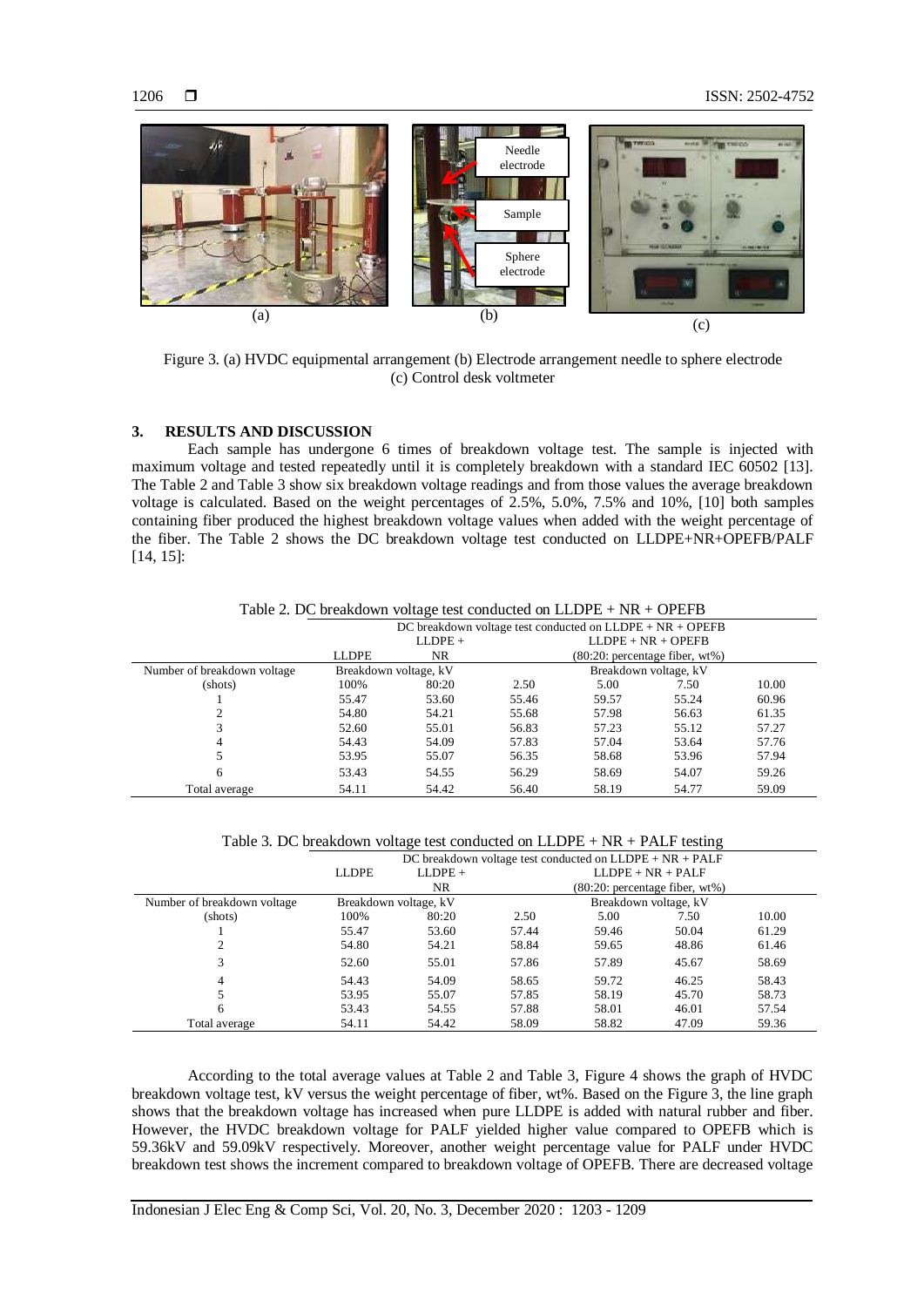Figure 3. (a) HVDC equipmental arrangement (b) Electrode arrangement needle to sphere electrode (c) Control desk voltmeter

## 3. RESULTS AND DISCUSSION

Each sample has undergone 6 times of breakdown voltage test. The sample is injected with maximum voltage and tested repeatedly until it is completely breakdown with a standard IEC 60502 [13]. The Table 2 and Table 3 show six breakdown voltage readings and from those values the average breakdown voltage is calculated. Based on the weight percentages of 2.5%, 5.0%, 7.5% and 10%, [10] both samples containing fiber produced the highest breakdown voltage values when added with the weight percentage of the fiber. The Table 2 shows the DC breakdown voltage test conducted on LLDPE+NR+OPEFB/PALF [14, 15]:

Table 2. DC breakdown voltage test conducted on LLDPE + NR + OPEFB

| | DC breakdown voltage test conducted on LLDPE + NR + OPEFB | | | | | |
|---|---|---|---|---|---|---|
| | LLDPE | LLDPE + NR | LLDPE + NR + OPEFB (80:20: percentage fiber, wt%) | | | |
| Number of breakdown voltage (shots) | Breakdown voltage, kV | | Breakdown voltage, kV | | | |
| | 100% | 80:20 | 2.50 | 5.00 | 7.50 | 10.00 |
| 1 | 55.47 | 53.60 | 55.46 | 59.57 | 55.24 | 60.96 |
| 2 | 54.80 | 54.21 | 55.68 | 57.98 | 56.63 | 61.35 |
| 3 | 52.60 | 55.01 | 56.83 | 57.23 | 55.12 | 57.27 |
| 4 | 54.43 | 54.09 | 57.83 | 57.04 | 53.64 | 57.76 |
| 5 | 53.95 | 55.07 | 56.35 | 58.68 | 53.96 | 57.94 |
| 6 | 53.43 | 54.55 | 56.29 | 58.69 | 54.07 | 59.26 |
| Total average | 54.11 | 54.42 | 56.40 | 58.19 | 54.77 | 59.09 |

Table 3. DC breakdown voltage test conducted on LLDPE + NR + PALF testing

| | DC breakdown voltage test conducted on LLDPE + NR + PALF | | | | | |
|---|---|---|---|---|---|---|
| | LLDPE | LLDPE + NR | LLDPE + NR + PALF (80:20: percentage fiber, wt%) | | | |
| Number of breakdown voltage (shots) | Breakdown voltage, kV | | Breakdown voltage, kV | | | |
| | 100% | 80:20 | 2.50 | 5.00 | 7.50 | 10.00 |
| 1 | 55.47 | 53.60 | 57.44 | 59.46 | 50.04 | 61.29 |
| 2 | 54.80 | 54.21 | 58.84 | 59.65 | 48.86 | 61.46 |
| 3 | 52.60 | 55.01 | 57.86 | 57.89 | 45.67 | 58.69 |
| 4 | 54.43 | 54.09 | 58.65 | 59.72 | 46.25 | 58.43 |
| 5 | 53.95 | 55.07 | 57.85 | 58.19 | 45.70 | 58.73 |
| 6 | 53.43 | 54.55 | 57.88 | 58.01 | 46.01 | 57.54 |
| Total average | 54.11 | 54.42 | 58.09 | 58.82 | 47.09 | 59.36 |

According to the total average values at Table 2 and Table 3, Figure 4 shows the graph of HVDC breakdown voltage test, kV versus the weight percentage of fiber, wt%. Based on the Figure 3, the line graph shows that the breakdown voltage has increased when pure LLDPE is added with natural rubber and fiber. However, the HVDC breakdown voltage for PALF yielded higher value compared to OPEFB which is 59.36kV and 59.09kV respectively. Moreover, another weight percentage value for PALF under HVDC breakdown test shows the increment compared to breakdown voltage of OPEFB. There are decreased voltage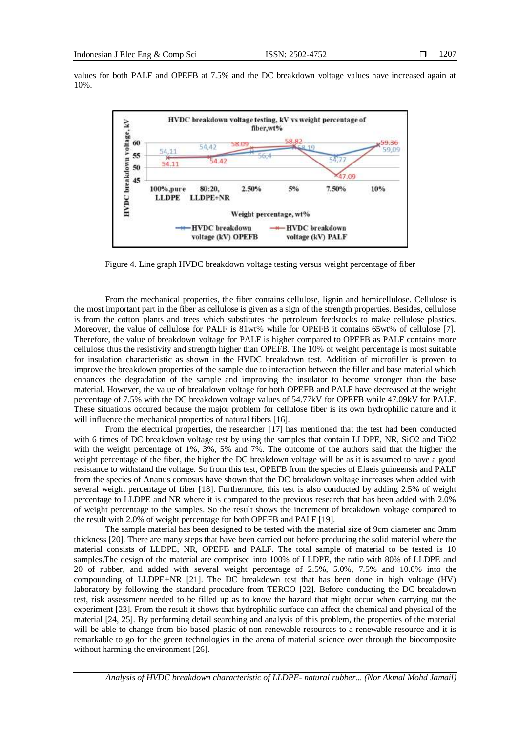values for both PALF and OPEFB at 7.5% and the DC breakdown voltage values have increased again at 10%.

Figure 4. Line graph HVDC breakdown voltage testing versus weight percentage of fiber

From the mechanical properties, the fiber contains cellulose, lignin and hemicellulose. Cellulose is the most important part in the fiber as cellulose is given as a sign of the strength properties. Besides, cellulose is from the cotton plants and trees which substitutes the petroleum feedstocks to make cellulose plastics. Moreover, the value of cellulose for PALF is 81wt% while for OPEFB it contains 65wt% of cellulose [7]. Therefore, the value of breakdown voltage for PALF is higher compared to OPEFB as PALF contains more cellulose thus the resistivity and strength higher than OPEFB. The 10% of weight percentage is most suitable for insulation characteristic as shown in the HVDC breakdown test. Addition of microfiller is proven to improve the breakdown properties of the sample due to interaction between the filler and base material which enhances the degradation of the sample and improving the insulator to become stronger than the base material. However, the value of breakdown voltage for both OPEFB and PALF have decreased at the weight percentage of 7.5% with the DC breakdown voltage values of 54.77kV for OPEFB while 47.09kV for PALF. These situations occured because the major problem for cellulose fiber is its own hydrophilic nature and it will influence the mechanical properties of natural fibers [16].

From the electrical properties, the researcher [17] has mentioned that the test had been conducted with 6 times of DC breakdown voltage test by using the samples that contain LLDPE, NR, SiO2 and TiO2 with the weight percentage of 1%, 3%, 5% and 7%. The outcome of the authors said that the higher the weight percentage of the fiber, the higher the DC breakdown voltage will be as it is assumed to have a good resistance to withstand the voltage. So from this test, OPEFB from the species of Elaeis guineensis and PALF from the species of Ananus comosus have shown that the DC breakdown voltage increases when added with several weight percentage of fiber [18]. Furthermore, this test is also conducted by adding 2.5% of weight percentage to LLDPE and NR where it is compared to the previous research that has been added with 2.0% of weight percentage to the samples. So the result shows the increment of breakdown voltage compared to the result with 2.0% of weight percentage for both OPEFB and PALF [19].

The sample material has been designed to be tested with the material size of 9cm diameter and 3mm thickness [20]. There are many steps that have been carried out before producing the solid material where the material consists of LLDPE, NR, OPEFB and PALF. The total sample of material to be tested is 10 samples.The design of the material are comprised into 100% of LLDPE, the ratio with 80% of LLDPE and 20 of rubber, and added with several weight percentage of 2.5%, 5.0%, 7.5% and 10.0% into the compounding of LLDPE+NR [21]. The DC breakdown test that has been done in high voltage (HV) laboratory by following the standard procedure from TERCO [22]. Before conducting the DC breakdown test, risk assessment needed to be filled up as to know the hazard that might occur when carrying out the experiment [23]. From the result it shows that hydrophilic surface can affect the chemical and physical of the material [24, 25]. By performing detail searching and analysis of this problem, the properties of the material will be able to change from bio-based plastic of non-renewable resources to a renewable resource and it is remarkable to go for the green technologies in the arena of material science over through the biocomposite without harming the environment [26].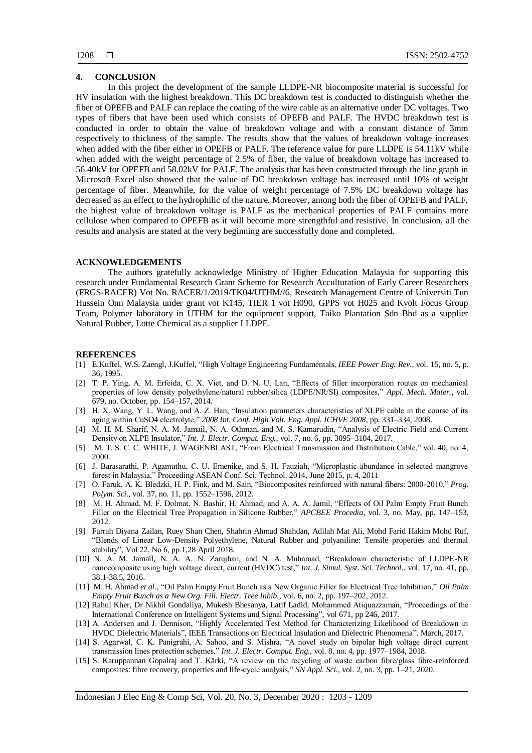## 4. CONCLUSION

In this project the development of the sample LLDPE-NR biocomposite material is successful for HV insulation with the highest breakdown. This DC breakdown test is conducted to distinguish whether the fiber of OPEFB and PALF can replace the coating of the wire cable as an alternative under DC voltages. Two types of fibers that have been used which consists of OPEFB and PALF. The HVDC breakdown test is conducted in order to obtain the value of breakdown voltage and with a constant distance of 3mm respectively to thickness of the sample. The results show that the values of breakdown voltage increases when added with the fiber either in OPEFB or PALF. The reference value for pure LLDPE is 54.11kV while when added with the weight percentage of 2.5% of fiber, the value of breakdown voltage has increased to 56.40kV for OPEFB and 58.02kV for PALF. The analysis that has been constructed through the line graph in Microsoft Excel also showed that the value of DC breakdown voltage has increased until 10% of weight percentage of fiber. Meanwhile, for the value of weight percentage of 7.5% DC breakdown voltage has decreased as an effect to the hydrophilic of the nature. Moreover, among both the fiber of OPEFB and PALF, the highest value of breakdown voltage is PALF as the mechanical properties of PALF contains more cellulose when compared to OPEFB as it will become more strengthful and resistive. In conclusion, all the results and analysis are stated at the very beginning are successfully done and completed.

## ACKNOWLEDGEMENTS

The authors gratefully acknowledge Ministry of Higher Education Malaysia for supporting this research under Fundamental Research Grant Scheme for Research Acculturation of Early Career Researchers (FRGS-RACER) Vot No. RACER/1/2019/TK04/UTHM//6, Research Management Centre of Universiti Tun Hussein Onn Malaysia under grant vot K145, TIER 1 vot H090, GPPS vot H025 and Kvolt Focus Group Team, Polymer laboratory in UTHM for the equipment support, Taiko Plantation Sdn Bhd as a supplier Natural Rubber, Lotte Chemical as a supplier LLDPE.

## REFERENCES

[1] E.Kuffel, W.S. Zaengl, J.Kuffel, "High Voltage Engineering Fundamentals, *IEEE Power Eng. Rev.*, vol. 15, no. 5, p. 36, 1995.

[2] T. P. Ying, A. M. Erfeida, C. X. Viet, and D. N. U. Lan, "Effects of filler incorporation routes on mechanical properties of low density polyethylene/natural rubber/silica (LDPE/NR/SI) composites," *Appl. Mech. Mater.*, vol. 679, no. October, pp. 154–157, 2014.

[3] H. X. Wang, Y. L. Wang, and A. Z. Han, "Insulation parameters characteristics of XLPE cable in the course of its aging within CuSO4 electrolyte," *2008 Int. Conf. High Volt. Eng. Appl. ICHVE 2008*, pp. 331–334, 2008.

[4] M. H. M. Sharif, N. A. M. Jamail, N. A. Othman, and M. S. Kamarudin, "Analysis of Electric Field and Current Density on XLPE Insulator," *Int. J. Electr. Comput. Eng.*, vol. 7, no. 6, pp. 3095–3104, 2017.

[5] M. T. S. C. C. WHITE, J. WAGENBLAST, "From Electrical Transmission and Distribution Cable," vol. 40, no. 4, 2000.

[6] J. Barasarathi, P. Agamuthu, C. U. Emenike, and S. H. Fauziah, "Microplastic abundance in selected mangrove forest in Malaysia," Proceeding ASEAN Conf. Sci. Technol. 2014, June 2015, p. 4, 2011

[7] O. Faruk, A. K. Bledzki, H. P. Fink, and M. Sain, "Biocomposites reinforced with natural fibers: 2000-2010," *Prog. Polym. Sci.*, vol. 37, no. 11, pp. 1552–1596, 2012.

[8] M. H. Ahmad, M. F. Dolmat, N. Bashir, H. Ahmad, and A. A. A. Jamil, "Effects of Oil Palm Empty Fruit Bunch Filler on the Electrical Tree Propagation in Silicone Rubber," *APCBEE Procedia*, vol. 3, no. May, pp. 147–153, 2012.

[9] Farrah Diyana Zailan, Ruey Shan Chen, Shahrin Ahmad Shahdan, Adilah Mat Ali, Mohd Farid Hakim Mohd Ruf, "Blends of Linear Low-Density Polyethylene, Natural Rubber and polyaniline: Tensile properties and thermal stability", Vol 22, No 6, pp.1,28 April 2018.

[10] N. A. M. Jamail, N. A. A. N. Zarujhan, and N. A. Muhamad, "Breakdown characteristic of LLDPE-NR nanocomposite using high voltage direct, current (HVDC) test," *Int. J. Simul. Syst. Sci. Technol*., vol. 17, no. 41, pp. 38.1-38.5, 2016.

[11] M. H. Ahmad *et al.*, "Oil Palm Empty Fruit Bunch as a New Organic Filler for Electrical Tree Inhibition," *Oil Palm Empty Fruit Bunch as a New Org. Fill. Electr. Tree Inhib.*, vol. 6, no. 2, pp. 197–202, 2012.

[12] Rahul Kher, Dr Nikhil Gondaliya, Mukesh Bhesanya, Latif Ladid, Mohammed Atiquazzaman, "Proceedings of the International Conference on Intelligent Systems and Signal Processing", vol 671, pp 246, 2017.

[13] A. Andersen and J. Dennison, "Highly Accelerated Test Method for Characterizing Likelihood of Breakdown in HVDC Dielectric Materials", IEEE Transactions on Electrical Insulation and Dielectric Phenomena". March, 2017.

[14] S. Agarwal, C. K. Panigrahi, A. Sahoo, and S. Mishra, "A novel study on bipolar high voltage direct current transmission lines protection schemes," *Int. J. Electr. Comput. Eng.*, vol. 8, no. 4, pp. 1977–1984, 2018.

[15] S. Karuppannan Gopalraj and T. Kärki, "A review on the recycling of waste carbon fibre/glass fibre-reinforced composites: fibre recovery, properties and life-cycle analysis," *SN Appl. Sci.*, vol. 2, no. 3, pp. 1–21, 2020.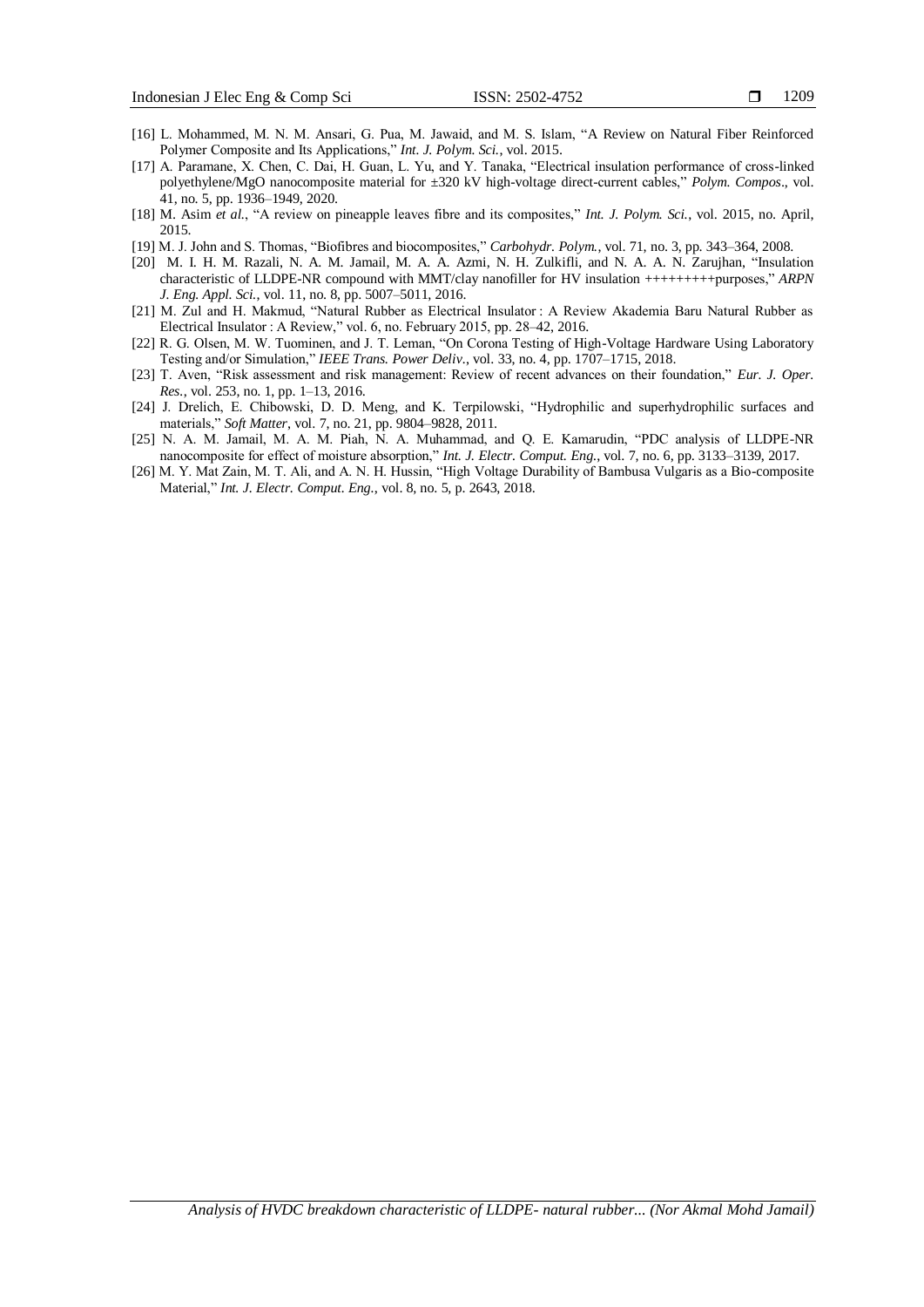[16] L. Mohammed, M. N. M. Ansari, G. Pua, M. Jawaid, and M. S. Islam, "A Review on Natural Fiber Reinforced Polymer Composite and Its Applications," *Int. J. Polym. Sci.*, vol. 2015.

[17] A. Paramane, X. Chen, C. Dai, H. Guan, L. Yu, and Y. Tanaka, "Electrical insulation performance of cross-linked polyethylene/MgO nanocomposite material for ±320 kV high-voltage direct-current cables," *Polym. Compos*., vol. 41, no. 5, pp. 1936–1949, 2020.

[18] M. Asim *et al.*, "A review on pineapple leaves fibre and its composites," *Int. J. Polym. Sci.*, vol. 2015, no. April, 2015.

[19] M. J. John and S. Thomas, "Biofibres and biocomposites," *Carbohydr. Polym.*, vol. 71, no. 3, pp. 343–364, 2008.

[20] M. I. H. M. Razali, N. A. M. Jamail, M. A. A. Azmi, N. H. Zulkifli, and N. A. A. N. Zarujhan, "Insulation characteristic of LLDPE-NR compound with MMT/clay nanofiller for HV insulation +++++++++purposes," *ARPN J. Eng. Appl. Sci.*, vol. 11, no. 8, pp. 5007–5011, 2016.

[21] M. Zul and H. Makmud, "Natural Rubber as Electrical Insulator : A Review Akademia Baru Natural Rubber as Electrical Insulator : A Review," vol. 6, no. February 2015, pp. 28–42, 2016.

[22] R. G. Olsen, M. W. Tuominen, and J. T. Leman, "On Corona Testing of High-Voltage Hardware Using Laboratory Testing and/or Simulation," *IEEE Trans. Power Deliv.*, vol. 33, no. 4, pp. 1707–1715, 2018.

[23] T. Aven, "Risk assessment and risk management: Review of recent advances on their foundation," *Eur. J. Oper. Res.*, vol. 253, no. 1, pp. 1–13, 2016.

[24] J. Drelich, E. Chibowski, D. D. Meng, and K. Terpilowski, "Hydrophilic and superhydrophilic surfaces and materials," *Soft Matter*, vol. 7, no. 21, pp. 9804–9828, 2011.

[25] N. A. M. Jamail, M. A. M. Piah, N. A. Muhammad, and Q. E. Kamarudin, "PDC analysis of LLDPE-NR nanocomposite for effect of moisture absorption," *Int. J. Electr. Comput. Eng.*, vol. 7, no. 6, pp. 3133–3139, 2017.

[26] M. Y. Mat Zain, M. T. Ali, and A. N. H. Hussin, "High Voltage Durability of Bambusa Vulgaris as a Bio-composite Material," *Int. J. Electr. Comput. Eng.*, vol. 8, no. 5, p. 2643, 2018.